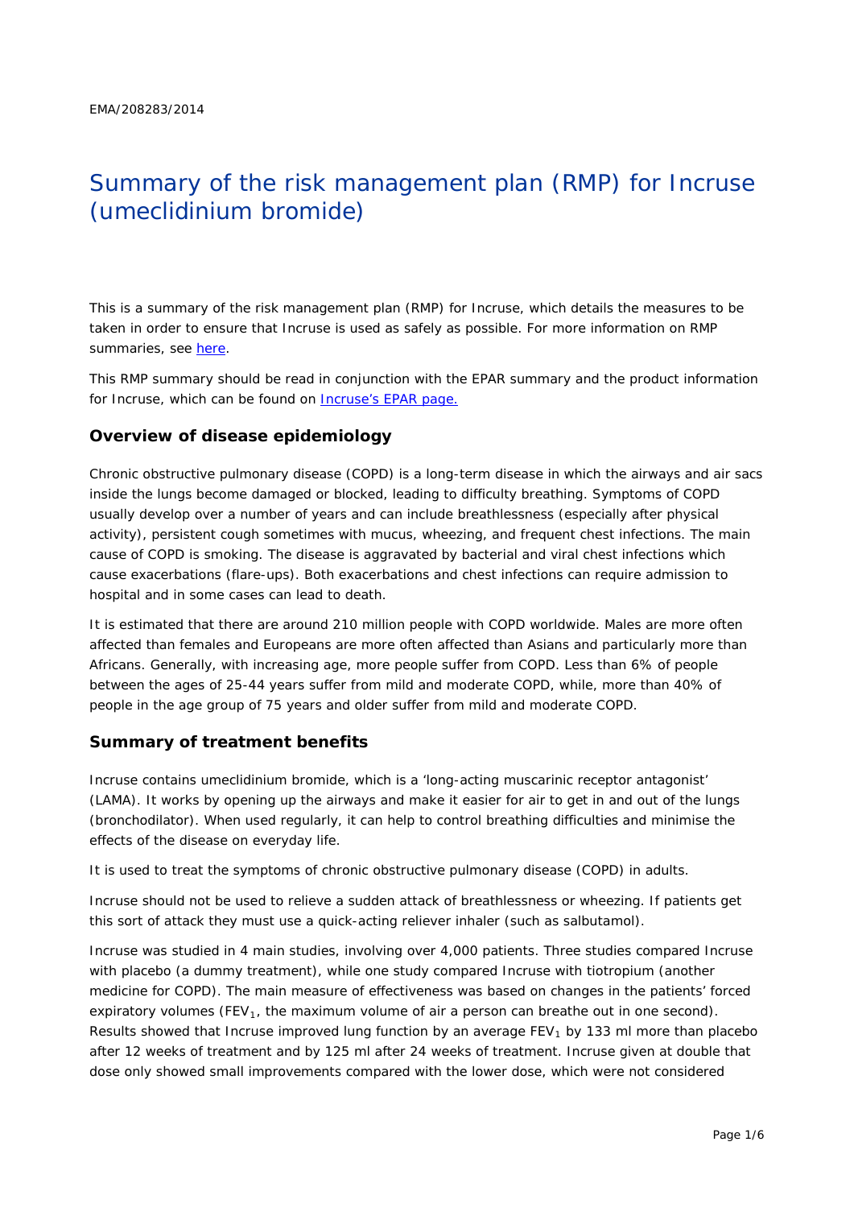EMA/208283/2014

# Summary of the risk management plan (RMP) for Incruse (umeclidinium bromide)

This is a summary of the risk management plan (RMP) for Incruse, which details the measures to be taken in order to ensure that Incruse is used as safely as possible. For more information on RMP summaries, see here.

This RMP summary should be read in conjunction with the EPAR summary and the product information for Incruse, which can be found on Incruse's EPAR page.

## Overview of disease epidemiology

Chronic obstructive pulmonary disease (COPD) is a long-term disease in which the airways and air sacs inside the lungs become damaged or blocked, leading to difficulty breathing. Symptoms of COPD usually develop over a number of years and can include breathlessness (especially after physical activity), persistent cough sometimes with mucus, wheezing, and frequent chest infections. The main cause of COPD is smoking. The disease is aggravated by bacterial and viral chest infections which cause exacerbations (flare-ups). Both exacerbations and chest infections can require admission to hospital and in some cases can lead to death.

It is estimated that there are around 210 million people with COPD worldwide. Males are more often affected than females and Europeans are more often affected than Asians and particularly more than Africans. Generally, with increasing age, more people suffer from COPD. Less than 6% of people between the ages of 25-44 years suffer from mild and moderate COPD, while, more than 40% of people in the age group of 75 years and older suffer from mild and moderate COPD.

## Summary of treatment benefits

Incruse contains umeclidinium bromide, which is a 'long-acting muscarinic receptor antagonist' (LAMA). It works by opening up the airways and make it easier for air to get in and out of the lungs (bronchodilator). When used regularly, it can help to control breathing difficulties and minimise the effects of the disease on everyday life.

It is used to treat the symptoms of chronic obstructive pulmonary disease (COPD) in adults.

Incruse should not be used to relieve a sudden attack of breathlessness or wheezing. If patients get this sort of attack they must use a quick-acting reliever inhaler (such as salbutamol).

Incruse was studied in 4 main studies, involving over 4,000 patients. Three studies compared Incruse with placebo (a dummy treatment), while one study compared Incruse with tiotropium (another medicine for COPD). The main measure of effectiveness was based on changes in the patients' forced expiratory volumes ($FEV_1$, the maximum volume of air a person can breathe out in one second). Results showed that Incruse improved lung function by an average $FEV_1$ by 133 ml more than placebo after 12 weeks of treatment and by 125 ml after 24 weeks of treatment. Incruse given at double that dose only showed small improvements compared with the lower dose, which were not considered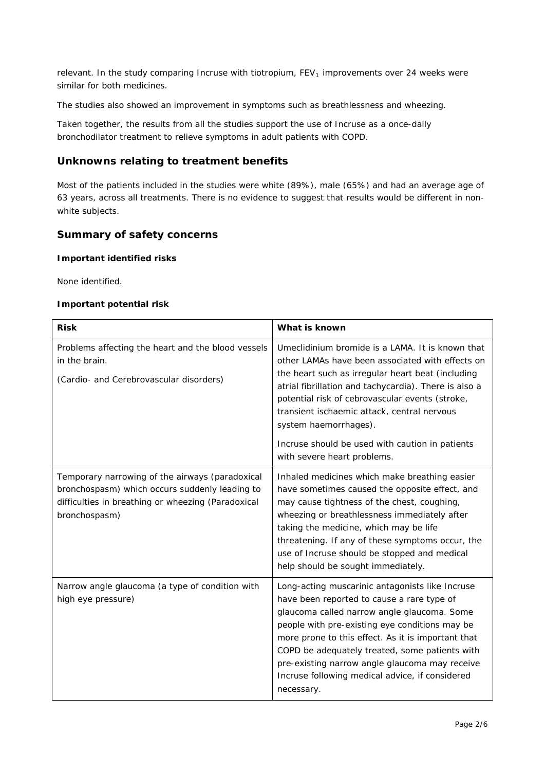relevant. In the study comparing Incruse with tiotropium, $FEV_1$ improvements over 24 weeks were similar for both medicines.

The studies also showed an improvement in symptoms such as breathlessness and wheezing.

Taken together, the results from all the studies support the use of Incruse as a once-daily bronchodilator treatment to relieve symptoms in adult patients with COPD.

## Unknowns relating to treatment benefits

Most of the patients included in the studies were white (89%), male (65%) and had an average age of 63 years, across all treatments. There is no evidence to suggest that results would be different in non-white subjects.

## Summary of safety concerns

### Important identified risks

None identified.

### Important potential risk

| Risk | What is known |
|---|---|
| Problems affecting the heart and the blood vessels in the brain.<br><br>(Cardio- and Cerebrovascular disorders) | Umeclidinium bromide is a LAMA. It is known that other LAMAs have been associated with effects on the heart such as irregular heart beat (including atrial fibrillation and tachycardia). There is also a potential risk of cerebrovascular events (stroke, transient ischaemic attack, central nervous system haemorrhages).<br><br>Incruse should be used with caution in patients with severe heart problems. |
| Temporary narrowing of the airways (paradoxical bronchospasm) which occurs suddenly leading to difficulties in breathing or wheezing (Paradoxical bronchospasm) | Inhaled medicines which make breathing easier have sometimes caused the opposite effect, and may cause tightness of the chest, coughing, wheezing or breathlessness immediately after taking the medicine, which may be life threatening. If any of these symptoms occur, the use of Incruse should be stopped and medical help should be sought immediately. |
| Narrow angle glaucoma (a type of condition with high eye pressure) | Long-acting muscarinic antagonists like Incruse have been reported to cause a rare type of glaucoma called narrow angle glaucoma. Some people with pre-existing eye conditions may be more prone to this effect. As it is important that COPD be adequately treated, some patients with pre-existing narrow angle glaucoma may receive Incruse following medical advice, if considered necessary. |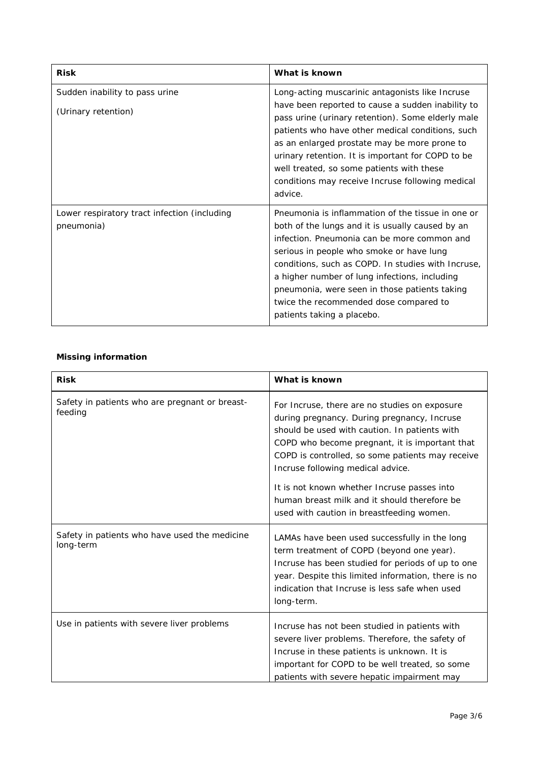| Risk | What is known |
|---|---|
| Sudden inability to pass urine<br><br>(Urinary retention) | Long-acting muscarinic antagonists like Incruse have been reported to cause a sudden inability to pass urine (urinary retention). Some elderly male patients who have other medical conditions, such as an enlarged prostate may be more prone to urinary retention. It is important for COPD to be well treated, so some patients with these conditions may receive Incruse following medical advice. |
| Lower respiratory tract infection (including pneumonia) | Pneumonia is inflammation of the tissue in one or both of the lungs and it is usually caused by an infection. Pneumonia can be more common and serious in people who smoke or have lung conditions, such as COPD. In studies with Incruse, a higher number of lung infections, including pneumonia, were seen in those patients taking twice the recommended dose compared to patients taking a placebo. |

**Missing information**

| Risk | What is known |
|---|---|
| Safety in patients who are pregnant or breast-feeding | For Incruse, there are no studies on exposure during pregnancy. During pregnancy, Incruse should be used with caution. In patients with COPD who become pregnant, it is important that COPD is controlled, so some patients may receive Incruse following medical advice.<br><br>It is not known whether Incruse passes into human breast milk and it should therefore be used with caution in breastfeeding women. |
| Safety in patients who have used the medicine long-term | LAMAs have been used successfully in the long term treatment of COPD (beyond one year). Incruse has been studied for periods of up to one year. Despite this limited information, there is no indication that Incruse is less safe when used long-term. |
| Use in patients with severe liver problems | Incruse has not been studied in patients with severe liver problems. Therefore, the safety of Incruse in these patients is unknown. It is important for COPD to be well treated, so some patients with severe hepatic impairment may |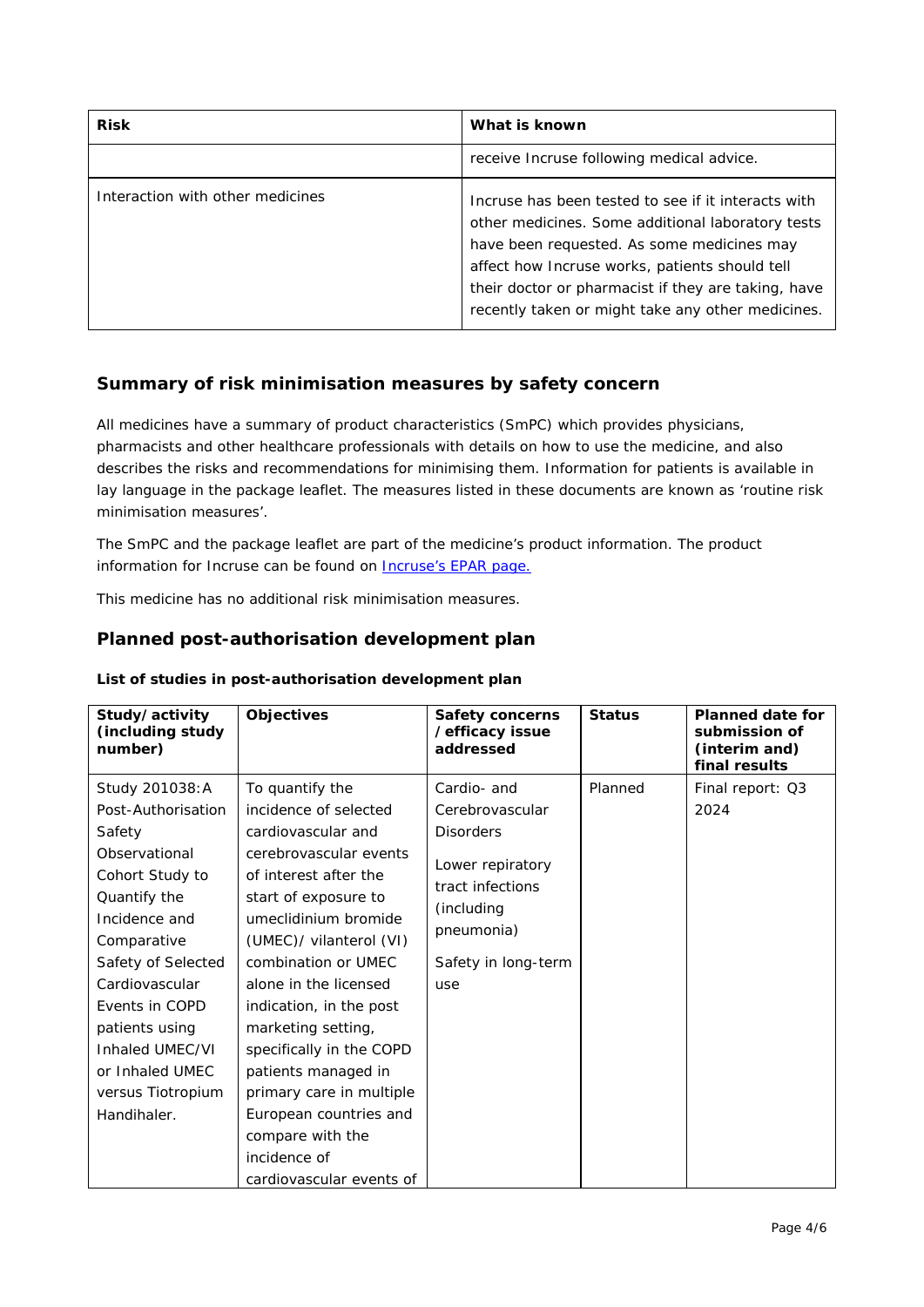| Risk | What is known |
|---|---|
| | receive Incruse following medical advice. |
| Interaction with other medicines | Incruse has been tested to see if it interacts with other medicines. Some additional laboratory tests have been requested. As some medicines may affect how Incruse works, patients should tell their doctor or pharmacist if they are taking, have recently taken or might take any other medicines. |

## Summary of risk minimisation measures by safety concern

All medicines have a summary of product characteristics (SmPC) which provides physicians, pharmacists and other healthcare professionals with details on how to use the medicine, and also describes the risks and recommendations for minimising them. Information for patients is available in lay language in the package leaflet. The measures listed in these documents are known as 'routine risk minimisation measures'.

The SmPC and the package leaflet are part of the medicine's product information. The product information for Incruse can be found on Incruse's EPAR page.

This medicine has no additional risk minimisation measures.

## Planned post-authorisation development plan

**List of studies in post-authorisation development plan**

| Study/activity (including study number) | Objectives | Safety concerns /efficacy issue addressed | Status | Planned date for submission of (interim and) final results |
|---|---|---|---|---|
| Study 201038:A Post-Authorisation Safety Observational Cohort Study to Quantify the Incidence and Comparative Safety of Selected Cardiovascular Events in COPD patients using Inhaled UMEC/VI or Inhaled UMEC versus Tiotropium Handihaler. | To quantify the incidence of selected cardiovascular and cerebrovascular events of interest after the start of exposure to umeclidinium bromide (UMEC)/ vilanterol (VI) combination or UMEC alone in the licensed indication, in the post marketing setting, specifically in the COPD patients managed in primary care in multiple European countries and compare with the incidence of cardiovascular events of | Cardio- and Cerebrovascular Disorders<br><br>Lower repiratory tract infections (including pneumonia)<br><br>Safety in long-term use | Planned | Final report: Q3 2024 |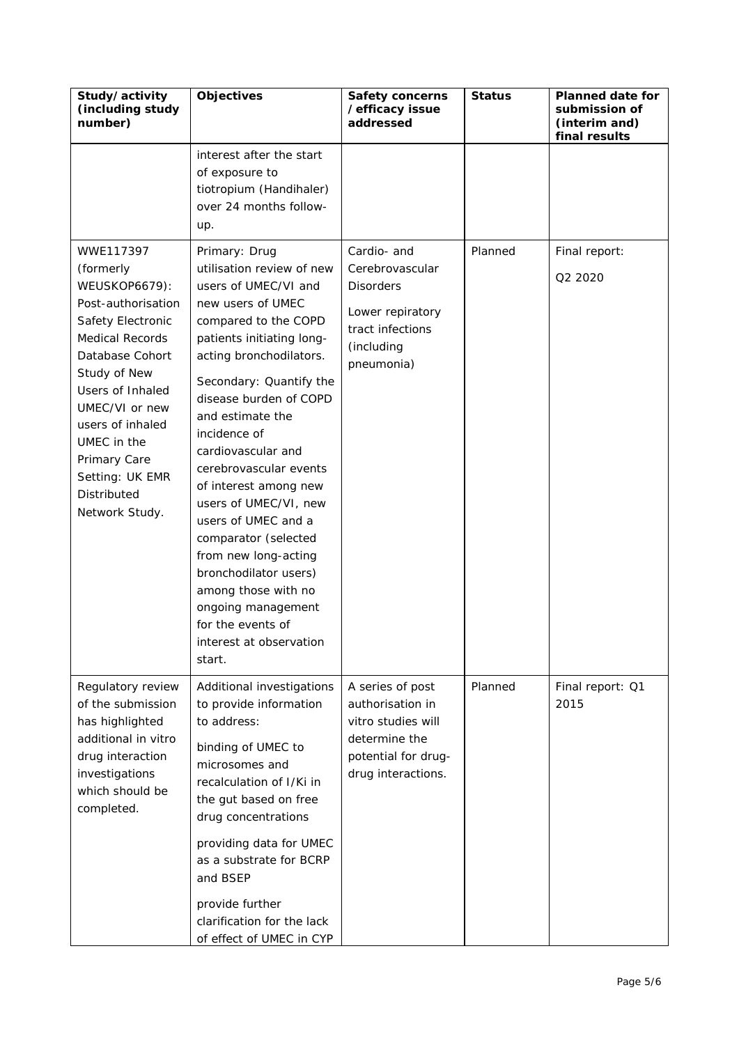| Study/activity (including study number) | Objectives | Safety concerns /efficacy issue addressed | Status | Planned date for submission of (interim and) final results |
|---|---|---|---|---|
| | interest after the start of exposure to tiotropium (Handihaler) over 24 months follow-up. | | | |
| WWE117397 (formerly WEUSKOP6679): Post-authorisation Safety Electronic Medical Records Database Cohort Study of New Users of Inhaled UMEC/VI or new users of inhaled UMEC in the Primary Care Setting: UK EMR Distributed Network Study. | Primary: Drug utilisation review of new users of UMEC/VI and new users of UMEC compared to the COPD patients initiating long-acting bronchodilators.<br><br>Secondary: Quantify the disease burden of COPD and estimate the incidence of cardiovascular and cerebrovascular events of interest among new users of UMEC/VI, new users of UMEC and a comparator (selected from new long-acting bronchodilator users) among those with no ongoing management for the events of interest at observation start. | Cardio- and Cerebrovascular Disorders<br><br>Lower repiratory tract infections (including pneumonia) | Planned | Final report:<br><br>Q2 2020 |
| Regulatory review of the submission has highlighted additional in vitro drug interaction investigations which should be completed. | Additional investigations to provide information to address:<br><br>binding of UMEC to microsomes and recalculation of I/Ki in the gut based on free drug concentrations<br><br>providing data for UMEC as a substrate for BCRP and BSEP<br><br>provide further clarification for the lack of effect of UMEC in CYP | A series of post authorisation in vitro studies will determine the potential for drug-drug interactions. | Planned | Final report: Q1 2015 |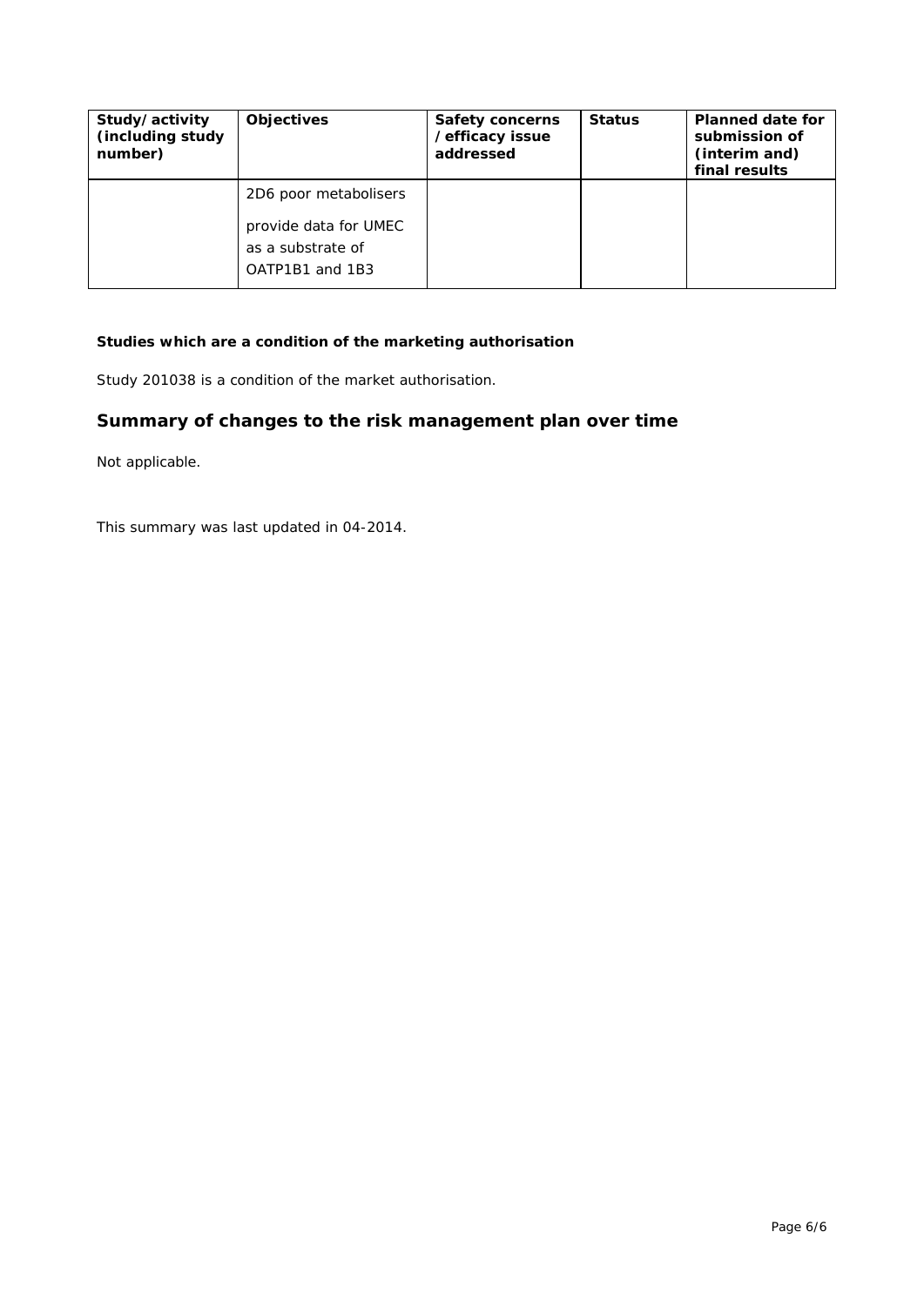| Study/activity (including study number) | Objectives | Safety concerns /efficacy issue addressed | Status | Planned date for submission of (interim and) final results |
|---|---|---|---|---|
| | 2D6 poor metabolisers<br><br>provide data for UMEC as a substrate of OATP1B1 and 1B3 | | | |

**Studies which are a condition of the marketing authorisation**

Study 201038 is a condition of the market authorisation.

## Summary of changes to the risk management plan over time

Not applicable.

This summary was last updated in 04-2014.